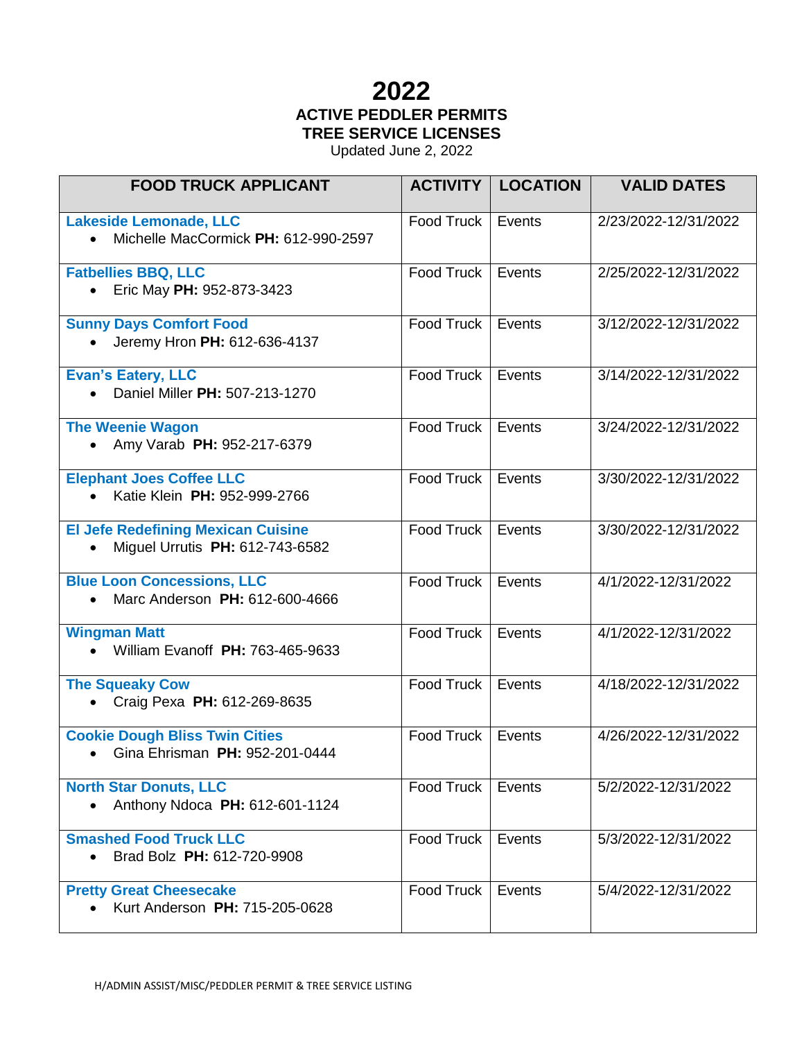# 2022

## ACTIVE PEDDLER PERMITS
## TREE SERVICE LICENSES

Updated June 2, 2022

| FOOD TRUCK APPLICANT | ACTIVITY | LOCATION | VALID DATES |
|---|---|---|---|
| **Lakeside Lemonade, LLC**<br>• Michelle MacCormick **PH:** 612-990-2597 | Food Truck | Events | 2/23/2022-12/31/2022 |
| **Fatbellies BBQ, LLC**<br>• Eric May **PH:** 952-873-3423 | Food Truck | Events | 2/25/2022-12/31/2022 |
| **Sunny Days Comfort Food**<br>• Jeremy Hron **PH:** 612-636-4137 | Food Truck | Events | 3/12/2022-12/31/2022 |
| **Evan's Eatery, LLC**<br>• Daniel Miller **PH:** 507-213-1270 | Food Truck | Events | 3/14/2022-12/31/2022 |
| **The Weenie Wagon**<br>• Amy Varab **PH:** 952-217-6379 | Food Truck | Events | 3/24/2022-12/31/2022 |
| **Elephant Joes Coffee LLC**<br>• Katie Klein **PH:** 952-999-2766 | Food Truck | Events | 3/30/2022-12/31/2022 |
| **El Jefe Redefining Mexican Cuisine**<br>• Miguel Urrutis **PH:** 612-743-6582 | Food Truck | Events | 3/30/2022-12/31/2022 |
| **Blue Loon Concessions, LLC**<br>• Marc Anderson **PH:** 612-600-4666 | Food Truck | Events | 4/1/2022-12/31/2022 |
| **Wingman Matt**<br>• William Evanoff **PH:** 763-465-9633 | Food Truck | Events | 4/1/2022-12/31/2022 |
| **The Squeaky Cow**<br>• Craig Pexa **PH:** 612-269-8635 | Food Truck | Events | 4/18/2022-12/31/2022 |
| **Cookie Dough Bliss Twin Cities**<br>• Gina Ehrisman **PH:** 952-201-0444 | Food Truck | Events | 4/26/2022-12/31/2022 |
| **North Star Donuts, LLC**<br>• Anthony Ndoca **PH:** 612-601-1124 | Food Truck | Events | 5/2/2022-12/31/2022 |
| **Smashed Food Truck LLC**<br>• Brad Bolz **PH:** 612-720-9908 | Food Truck | Events | 5/3/2022-12/31/2022 |
| **Pretty Great Cheesecake**<br>• Kurt Anderson **PH:** 715-205-0628 | Food Truck | Events | 5/4/2022-12/31/2022 |

H/ADMIN ASSIST/MISC/PEDDLER PERMIT & TREE SERVICE LISTING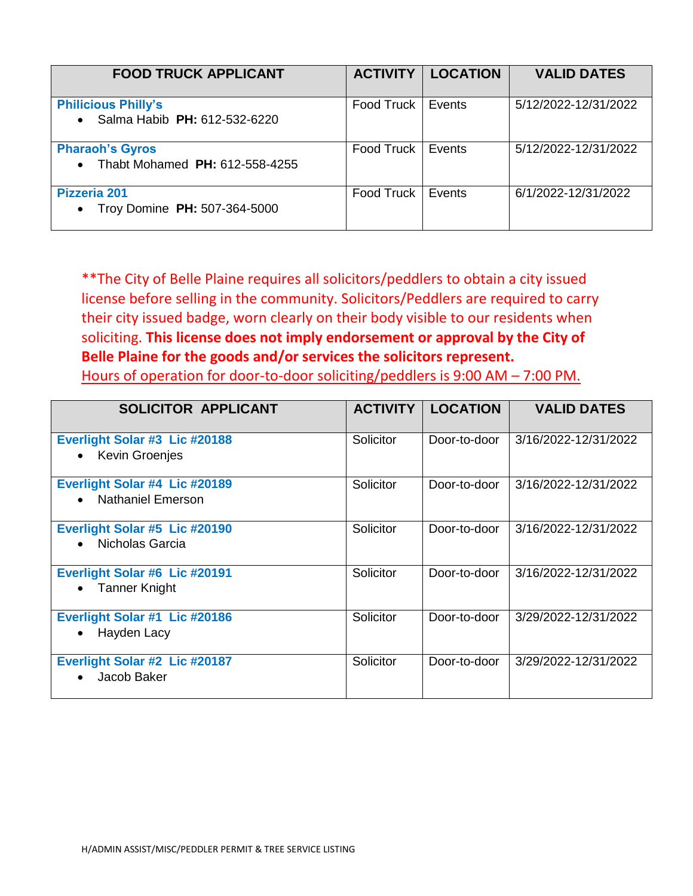| FOOD TRUCK APPLICANT | ACTIVITY | LOCATION | VALID DATES |
|---|---|---|---|
| **Philicious Philly's** <br> • Salma Habib **PH:** 612-532-6220 | Food Truck | Events | 5/12/2022-12/31/2022 |
| **Pharaoh's Gyros** <br> • Thabt Mohamed **PH:** 612-558-4255 | Food Truck | Events | 5/12/2022-12/31/2022 |
| **Pizzeria 201** <br> • Troy Domine **PH:** 507-364-5000 | Food Truck | Events | 6/1/2022-12/31/2022 |

**The City of Belle Plaine requires all solicitors/peddlers to obtain a city issued license before selling in the community. Solicitors/Peddlers are required to carry their city issued badge, worn clearly on their body visible to our residents when soliciting. **This license does not imply endorsement or approval by the City of Belle Plaine for the goods and/or services the solicitors represent.**
<u>Hours of operation for door-to-door soliciting/peddlers is 9:00 AM – 7:00 PM.</u>

| SOLICITOR APPLICANT | ACTIVITY | LOCATION | VALID DATES |
|---|---|---|---|
| **Everlight Solar #3 Lic #20188** <br> • Kevin Groenjes | Solicitor | Door-to-door | 3/16/2022-12/31/2022 |
| **Everlight Solar #4 Lic #20189** <br> • Nathaniel Emerson | Solicitor | Door-to-door | 3/16/2022-12/31/2022 |
| **Everlight Solar #5 Lic #20190** <br> • Nicholas Garcia | Solicitor | Door-to-door | 3/16/2022-12/31/2022 |
| **Everlight Solar #6 Lic #20191** <br> • Tanner Knight | Solicitor | Door-to-door | 3/16/2022-12/31/2022 |
| **Everlight Solar #1 Lic #20186** <br> • Hayden Lacy | Solicitor | Door-to-door | 3/29/2022-12/31/2022 |
| **Everlight Solar #2 Lic #20187** <br> • Jacob Baker | Solicitor | Door-to-door | 3/29/2022-12/31/2022 |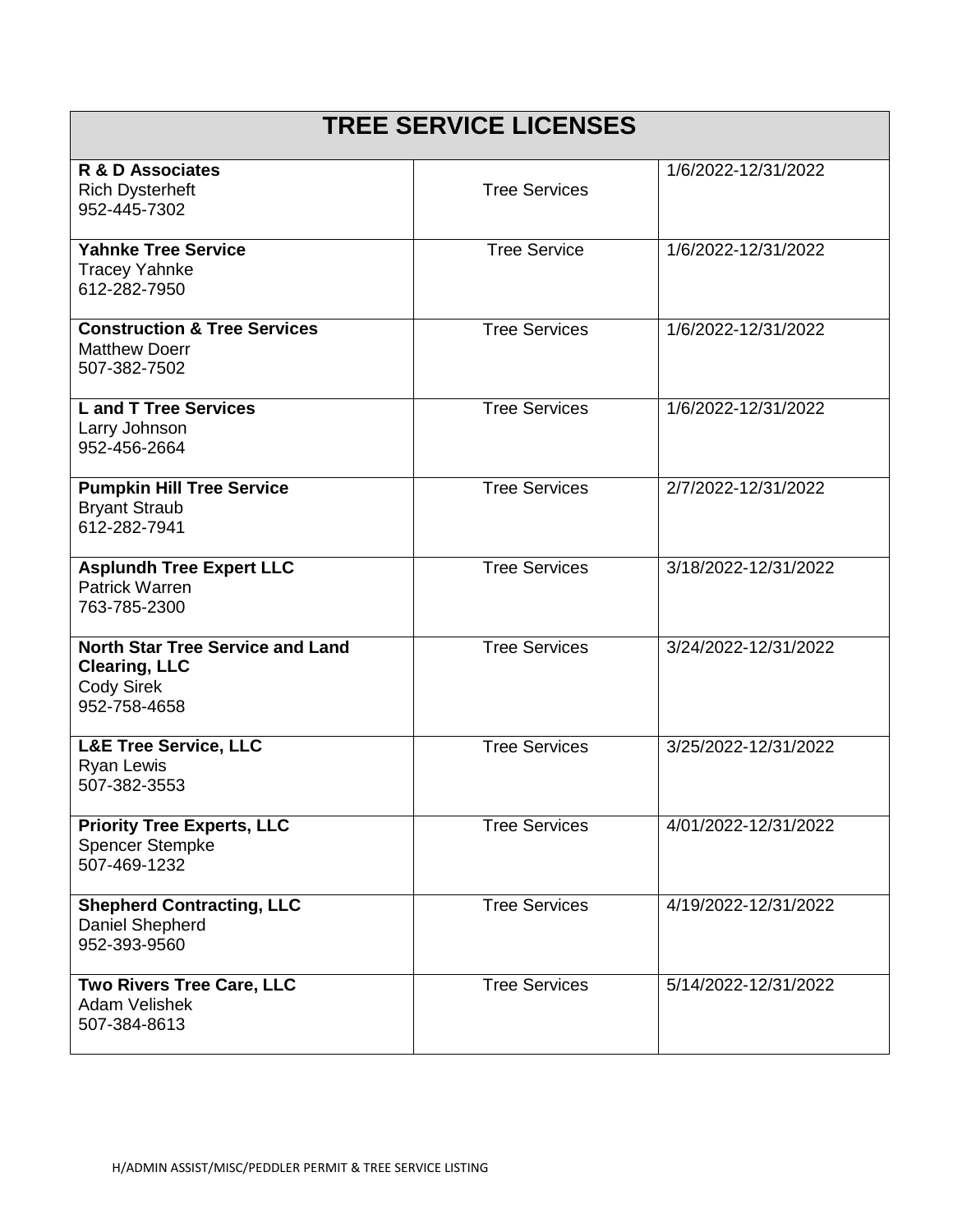# TREE SERVICE LICENSES

| | | |
|---|---|---|
| **R & D Associates**<br>Rich Dysterheft<br>952-445-7302 | Tree Services | 1/6/2022-12/31/2022 |
| **Yahnke Tree Service**<br>Tracey Yahnke<br>612-282-7950 | Tree Service | 1/6/2022-12/31/2022 |
| **Construction & Tree Services**<br>Matthew Doerr<br>507-382-7502 | Tree Services | 1/6/2022-12/31/2022 |
| **L and T Tree Services**<br>Larry Johnson<br>952-456-2664 | Tree Services | 1/6/2022-12/31/2022 |
| **Pumpkin Hill Tree Service**<br>Bryant Straub<br>612-282-7941 | Tree Services | 2/7/2022-12/31/2022 |
| **Asplundh Tree Expert LLC**<br>Patrick Warren<br>763-785-2300 | Tree Services | 3/18/2022-12/31/2022 |
| **North Star Tree Service and Land Clearing, LLC**<br>Cody Sirek<br>952-758-4658 | Tree Services | 3/24/2022-12/31/2022 |
| **L&E Tree Service, LLC**<br>Ryan Lewis<br>507-382-3553 | Tree Services | 3/25/2022-12/31/2022 |
| **Priority Tree Experts, LLC**<br>Spencer Stempke<br>507-469-1232 | Tree Services | 4/01/2022-12/31/2022 |
| **Shepherd Contracting, LLC**<br>Daniel Shepherd<br>952-393-9560 | Tree Services | 4/19/2022-12/31/2022 |
| **Two Rivers Tree Care, LLC**<br>Adam Velishek<br>507-384-8613 | Tree Services | 5/14/2022-12/31/2022 |